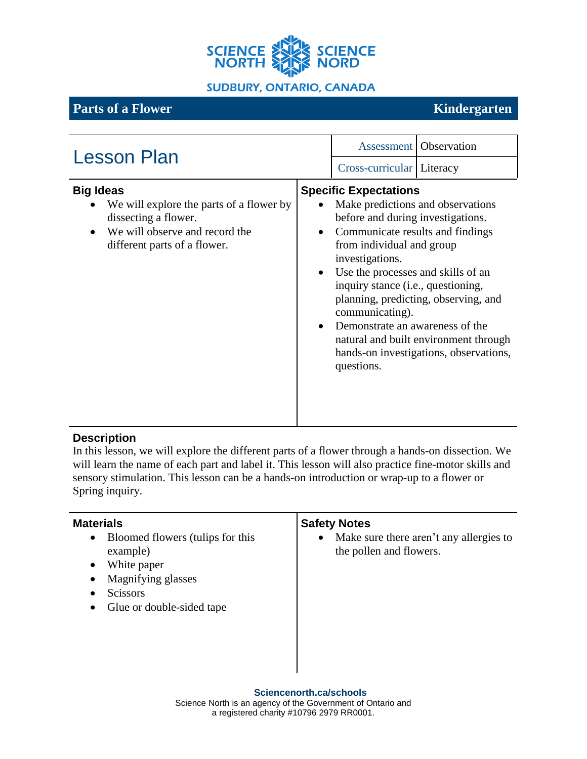SCIENCE NORTH SCIENCE NORD

SUDBURY, ONTARIO, CANADA

# Parts of a Flower — Kindergarten

## Lesson Plan

| Assessment | Observation |
|---|---|
| Cross-curricular | Literacy |

### Big Ideas

- We will explore the parts of a flower by dissecting a flower.
- We will observe and record the different parts of a flower.

### Specific Expectations

- Make predictions and observations before and during investigations.
- Communicate results and findings from individual and group investigations.
- Use the processes and skills of an inquiry stance (i.e., questioning, planning, predicting, observing, and communicating).
- Demonstrate an awareness of the natural and built environment through hands-on investigations, observations, questions.

### Description

In this lesson, we will explore the different parts of a flower through a hands-on dissection. We will learn the name of each part and label it. This lesson will also practice fine-motor skills and sensory stimulation. This lesson can be a hands-on introduction or wrap-up to a flower or Spring inquiry.

### Materials

- Bloomed flowers (tulips for this example)
- White paper
- Magnifying glasses
- Scissors
- Glue or double-sided tape

### Safety Notes

- Make sure there aren't any allergies to the pollen and flowers.

**Sciencenorth.ca/schools**

Science North is an agency of the Government of Ontario and a registered charity #10796 2979 RR0001.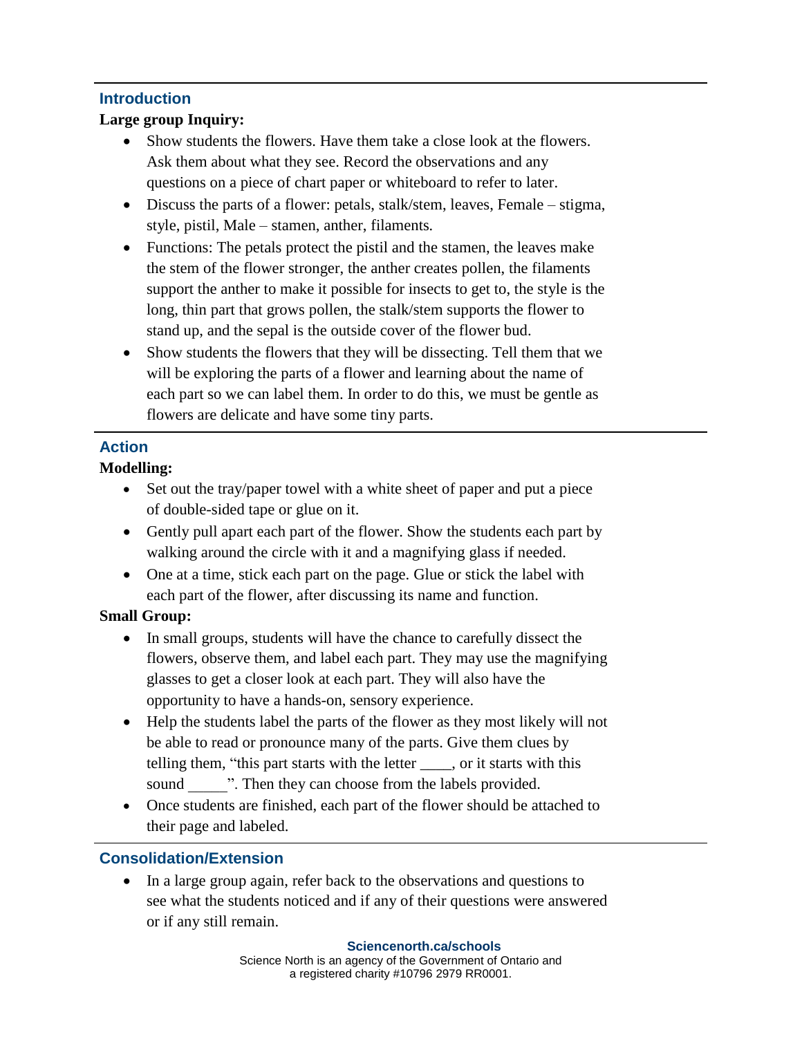## Introduction

**Large group Inquiry:**

- Show students the flowers. Have them take a close look at the flowers. Ask them about what they see. Record the observations and any questions on a piece of chart paper or whiteboard to refer to later.
- Discuss the parts of a flower: petals, stalk/stem, leaves, Female – stigma, style, pistil, Male – stamen, anther, filaments.
- Functions: The petals protect the pistil and the stamen, the leaves make the stem of the flower stronger, the anther creates pollen, the filaments support the anther to make it possible for insects to get to, the style is the long, thin part that grows pollen, the stalk/stem supports the flower to stand up, and the sepal is the outside cover of the flower bud.
- Show students the flowers that they will be dissecting. Tell them that we will be exploring the parts of a flower and learning about the name of each part so we can label them. In order to do this, we must be gentle as flowers are delicate and have some tiny parts.

## Action

**Modelling:**

- Set out the tray/paper towel with a white sheet of paper and put a piece of double-sided tape or glue on it.
- Gently pull apart each part of the flower. Show the students each part by walking around the circle with it and a magnifying glass if needed.
- One at a time, stick each part on the page. Glue or stick the label with each part of the flower, after discussing its name and function.

**Small Group:**

- In small groups, students will have the chance to carefully dissect the flowers, observe them, and label each part. They may use the magnifying glasses to get a closer look at each part. They will also have the opportunity to have a hands-on, sensory experience.
- Help the students label the parts of the flower as they most likely will not be able to read or pronounce many of the parts. Give them clues by telling them, "this part starts with the letter ____, or it starts with this sound _____". Then they can choose from the labels provided.
- Once students are finished, each part of the flower should be attached to their page and labeled.

## Consolidation/Extension

- In a large group again, refer back to the observations and questions to see what the students noticed and if any of their questions were answered or if any still remain.

**Sciencenorth.ca/schools**

Science North is an agency of the Government of Ontario and a registered charity #10796 2979 RR0001.